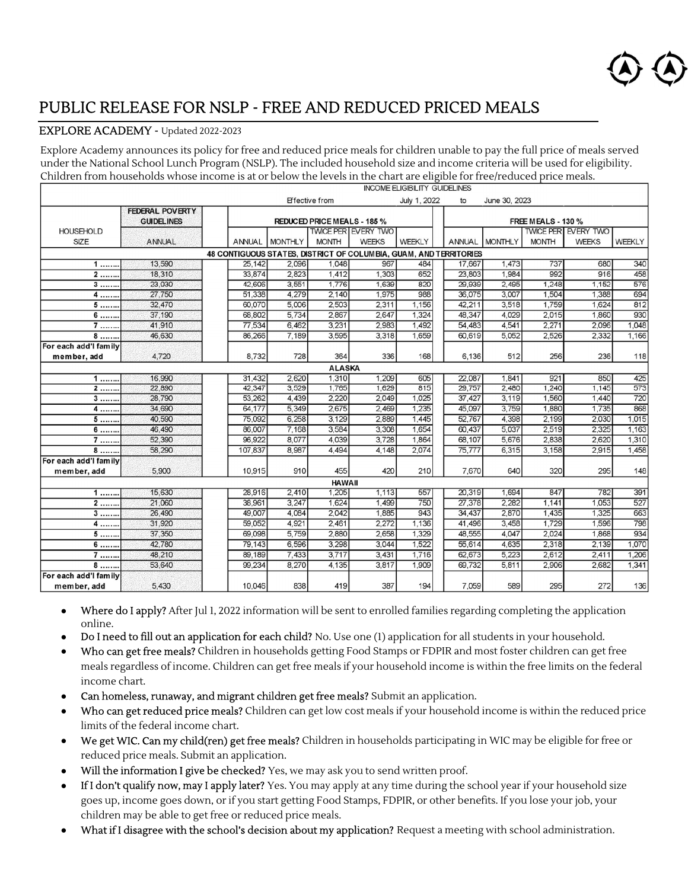# PUBLIC RELEASE FOR NSLP - FREE AND REDUCED PRICED MEALS

## EXPLORE ACADEMY - Updated 2022-2023

Explore Academy announces its policy for free and reduced price meals for children unable to pay the full price of meals served under the National School Lunch Program (NSLP). The included household size and income criteria will be used for eligibility. Children from households whose income is at or below the levels in the chart are eligible for free/reduced price meals.

| INCOME ELIGIBILITY GUIDELINES | | | | | | | | | | | |
|---|---|---|---|---|---|---|---|---|---|---|---|
| Effective from July 1, 2022 to June 30, 2023 | | | | | | | | | | | |
| HOUSEHOLD SIZE | FEDERAL POVERTY GUIDELINES | REDUCED PRICE MEALS - 185 % | | | | | FREE MEALS - 130 % | | | | |
| | ANNUAL | ANNUAL | MONTHLY | TWICE PER MONTH | EVERY TWO WEEKS | WEEKLY | ANNUAL | MONTHLY | TWICE PER MONTH | EVERY TWO WEEKS | WEEKLY |
| **48 CONTIGUOUS STATES, DISTRICT OF COLUMBIA, GUAM, AND TERRITORIES** | | | | | | | | | | | |
| 1 ........ | 13,590 | 25,142 | 2,096 | 1,048 | 967 | 484 | 17,667 | 1,473 | 737 | 680 | 340 |
| 2 ........ | 18,310 | 33,874 | 2,823 | 1,412 | 1,303 | 652 | 23,803 | 1,984 | 992 | 916 | 458 |
| 3 ........ | 23,030 | 42,606 | 3,551 | 1,776 | 1,639 | 820 | 29,939 | 2,495 | 1,248 | 1,152 | 576 |
| 4 ........ | 27,750 | 51,338 | 4,279 | 2,140 | 1,975 | 988 | 36,075 | 3,007 | 1,504 | 1,388 | 694 |
| 5 ........ | 32,470 | 60,070 | 5,006 | 2,503 | 2,311 | 1,156 | 42,211 | 3,518 | 1,759 | 1,624 | 812 |
| 6 ........ | 37,190 | 68,802 | 5,734 | 2,867 | 2,647 | 1,324 | 48,347 | 4,029 | 2,015 | 1,860 | 930 |
| 7 ........ | 41,910 | 77,534 | 6,462 | 3,231 | 2,983 | 1,492 | 54,483 | 4,541 | 2,271 | 2,096 | 1,048 |
| 8 ........ | 46,630 | 86,266 | 7,189 | 3,595 | 3,318 | 1,659 | 60,619 | 5,052 | 2,526 | 2,332 | 1,166 |
| For each add'l family member, add | 4,720 | 8,732 | 728 | 364 | 336 | 168 | 6,136 | 512 | 256 | 236 | 118 |
| **ALASKA** | | | | | | | | | | | |
| 1 ........ | 16,990 | 31,432 | 2,620 | 1,310 | 1,209 | 605 | 22,087 | 1,841 | 921 | 850 | 425 |
| 2 ........ | 22,890 | 42,347 | 3,529 | 1,765 | 1,629 | 815 | 29,757 | 2,480 | 1,240 | 1,145 | 573 |
| 3 ........ | 28,790 | 53,262 | 4,439 | 2,220 | 2,049 | 1,025 | 37,427 | 3,119 | 1,560 | 1,440 | 720 |
| 4 ........ | 34,690 | 64,177 | 5,349 | 2,675 | 2,469 | 1,235 | 45,097 | 3,759 | 1,880 | 1,735 | 868 |
| 5 ........ | 40,590 | 75,092 | 6,258 | 3,129 | 2,889 | 1,445 | 52,767 | 4,398 | 2,199 | 2,030 | 1,015 |
| 6 ........ | 46,490 | 86,007 | 7,168 | 3,584 | 3,308 | 1,654 | 60,437 | 5,037 | 2,519 | 2,325 | 1,163 |
| 7 ........ | 52,390 | 96,922 | 8,077 | 4,039 | 3,728 | 1,864 | 68,107 | 5,676 | 2,838 | 2,620 | 1,310 |
| 8 ........ | 58,290 | 107,837 | 8,987 | 4,494 | 4,148 | 2,074 | 75,777 | 6,315 | 3,158 | 2,915 | 1,458 |
| For each add'l family member, add | 5,900 | 10,915 | 910 | 455 | 420 | 210 | 7,670 | 640 | 320 | 295 | 148 |
| **HAWAII** | | | | | | | | | | | |
| 1 ........ | 15,630 | 28,916 | 2,410 | 1,205 | 1,113 | 557 | 20,319 | 1,694 | 847 | 782 | 391 |
| 2 ........ | 21,060 | 38,961 | 3,247 | 1,624 | 1,499 | 750 | 27,378 | 2,282 | 1,141 | 1,053 | 527 |
| 3 ........ | 26,490 | 49,007 | 4,084 | 2,042 | 1,885 | 943 | 34,437 | 2,870 | 1,435 | 1,325 | 663 |
| 4 ........ | 31,920 | 59,052 | 4,921 | 2,461 | 2,272 | 1,136 | 41,496 | 3,458 | 1,729 | 1,596 | 798 |
| 5 ........ | 37,350 | 69,098 | 5,759 | 2,880 | 2,658 | 1,329 | 48,555 | 4,047 | 2,024 | 1,868 | 934 |
| 6 ........ | 42,780 | 79,143 | 6,596 | 3,298 | 3,044 | 1,522 | 55,614 | 4,635 | 2,318 | 2,139 | 1,070 |
| 7 ........ | 48,210 | 89,189 | 7,433 | 3,717 | 3,431 | 1,716 | 62,673 | 5,223 | 2,612 | 2,411 | 1,206 |
| 8 ........ | 53,640 | 99,234 | 8,270 | 4,135 | 3,817 | 1,909 | 69,732 | 5,811 | 2,906 | 2,682 | 1,341 |
| For each add'l family member, add | 5,430 | 10,046 | 838 | 419 | 387 | 194 | 7,059 | 589 | 295 | 272 | 136 |

- **Where do I apply?** After Jul 1, 2022 information will be sent to enrolled families regarding completing the application online.
- **Do I need to fill out an application for each child?** No. Use one (1) application for all students in your household.
- **Who can get free meals?** Children in households getting Food Stamps or FDPIR and most foster children can get free meals regardless of income. Children can get free meals if your household income is within the free limits on the federal income chart.
- **Can homeless, runaway, and migrant children get free meals?** Submit an application.
- **Who can get reduced price meals?** Children can get low cost meals if your household income is within the reduced price limits of the federal income chart.
- **We get WIC. Can my child(ren) get free meals?** Children in households participating in WIC may be eligible for free or reduced price meals. Submit an application.
- **Will the information I give be checked?** Yes, we may ask you to send written proof.
- **If I don't qualify now, may I apply later?** Yes. You may apply at any time during the school year if your household size goes up, income goes down, or if you start getting Food Stamps, FDPIR, or other benefits. If you lose your job, your children may be able to get free or reduced price meals.
- **What if I disagree with the school's decision about my application?** Request a meeting with school administration.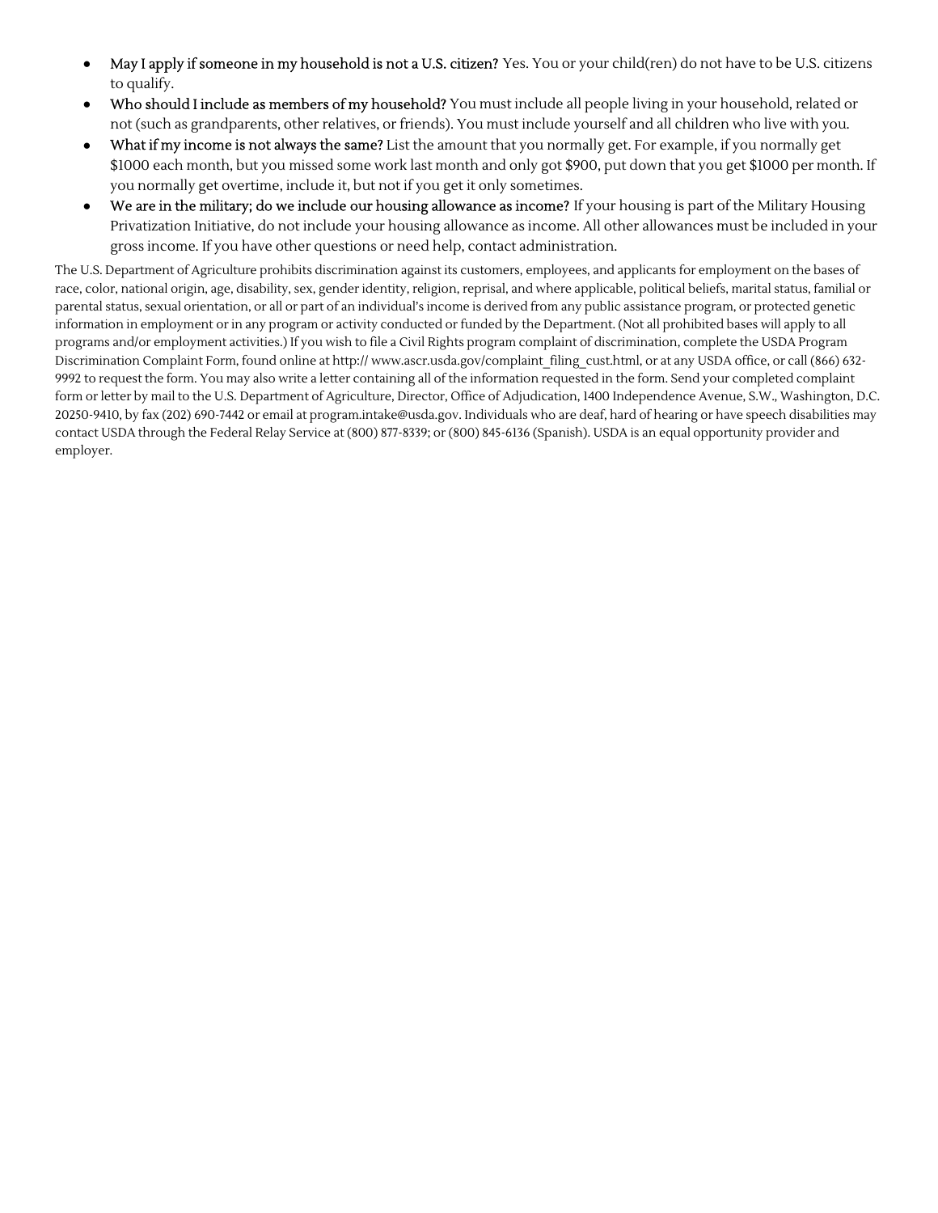- **May I apply if someone in my household is not a U.S. citizen?** Yes. You or your child(ren) do not have to be U.S. citizens to qualify.
- **Who should I include as members of my household?** You must include all people living in your household, related or not (such as grandparents, other relatives, or friends). You must include yourself and all children who live with you.
- **What if my income is not always the same?** List the amount that you normally get. For example, if you normally get $1000 each month, but you missed some work last month and only got $900, put down that you get $1000 per month. If you normally get overtime, include it, but not if you get it only sometimes.
- **We are in the military; do we include our housing allowance as income?** If your housing is part of the Military Housing Privatization Initiative, do not include your housing allowance as income. All other allowances must be included in your gross income. If you have other questions or need help, contact administration.

The U.S. Department of Agriculture prohibits discrimination against its customers, employees, and applicants for employment on the bases of race, color, national origin, age, disability, sex, gender identity, religion, reprisal, and where applicable, political beliefs, marital status, familial or parental status, sexual orientation, or all or part of an individual's income is derived from any public assistance program, or protected genetic information in employment or in any program or activity conducted or funded by the Department. (Not all prohibited bases will apply to all programs and/or employment activities.) If you wish to file a Civil Rights program complaint of discrimination, complete the USDA Program Discrimination Complaint Form, found online at http:// www.ascr.usda.gov/complaint_filing_cust.html, or at any USDA office, or call (866) 632-9992 to request the form. You may also write a letter containing all of the information requested in the form. Send your completed complaint form or letter by mail to the U.S. Department of Agriculture, Director, Office of Adjudication, 1400 Independence Avenue, S.W., Washington, D.C. 20250-9410, by fax (202) 690-7442 or email at program.intake@usda.gov. Individuals who are deaf, hard of hearing or have speech disabilities may contact USDA through the Federal Relay Service at (800) 877-8339; or (800) 845-6136 (Spanish). USDA is an equal opportunity provider and employer.